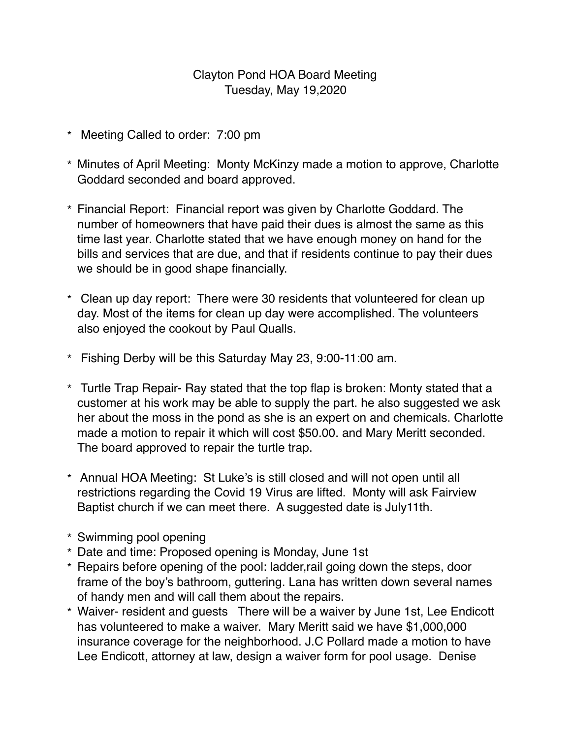# Clayton Pond HOA Board Meeting
## Tuesday, May 19,2020

* Meeting Called to order: 7:00 pm
* Minutes of April Meeting: Monty McKinzy made a motion to approve, Charlotte Goddard seconded and board approved.
* Financial Report: Financial report was given by Charlotte Goddard. The number of homeowners that have paid their dues is almost the same as this time last year. Charlotte stated that we have enough money on hand for the bills and services that are due, and that if residents continue to pay their dues we should be in good shape financially.
* Clean up day report: There were 30 residents that volunteered for clean up day. Most of the items for clean up day were accomplished. The volunteers also enjoyed the cookout by Paul Qualls.
* Fishing Derby will be this Saturday May 23, 9:00-11:00 am.
* Turtle Trap Repair- Ray stated that the top flap is broken: Monty stated that a customer at his work may be able to supply the part. he also suggested we ask her about the moss in the pond as she is an expert on and chemicals. Charlotte made a motion to repair it which will cost $50.00. and Mary Meritt seconded. The board approved to repair the turtle trap.
* Annual HOA Meeting: St Luke's is still closed and will not open until all restrictions regarding the Covid 19 Virus are lifted. Monty will ask Fairview Baptist church if we can meet there. A suggested date is July11th.
* Swimming pool opening
* Date and time: Proposed opening is Monday, June 1st
* Repairs before opening of the pool: ladder,rail going down the steps, door frame of the boy's bathroom, guttering. Lana has written down several names of handy men and will call them about the repairs.
* Waiver- resident and guests There will be a waiver by June 1st, Lee Endicott has volunteered to make a waiver. Mary Meritt said we have $1,000,000 insurance coverage for the neighborhood. J.C Pollard made a motion to have Lee Endicott, attorney at law, design a waiver form for pool usage. Denise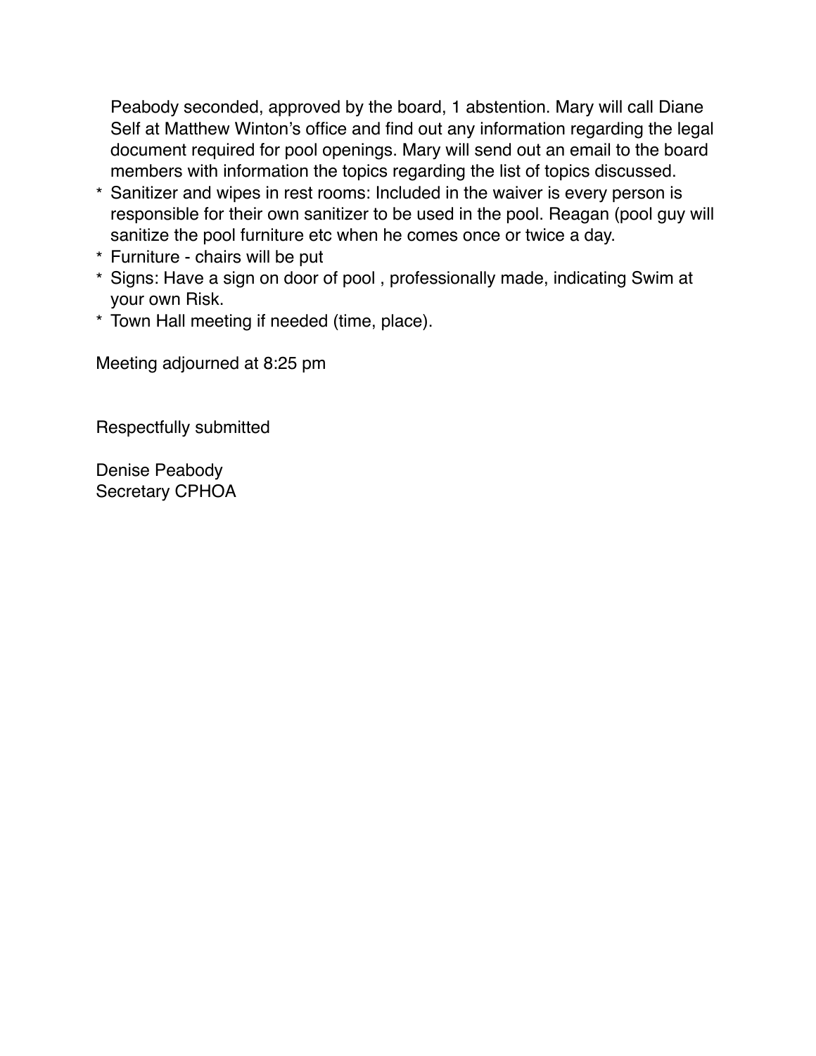Peabody seconded, approved by the board, 1 abstention. Mary will call Diane Self at Matthew Winton's office and find out any information regarding the legal document required for pool openings. Mary will send out an email to the board members with information the topics regarding the list of topics discussed.

* Sanitizer and wipes in rest rooms: Included in the waiver is every person is responsible for their own sanitizer to be used in the pool. Reagan (pool guy will sanitize the pool furniture etc when he comes once or twice a day.
* Furniture - chairs will be put
* Signs: Have a sign on door of pool , professionally made, indicating Swim at your own Risk.
* Town Hall meeting if needed (time, place).

Meeting adjourned at 8:25 pm

Respectfully submitted

Denise Peabody
Secretary CPHOA